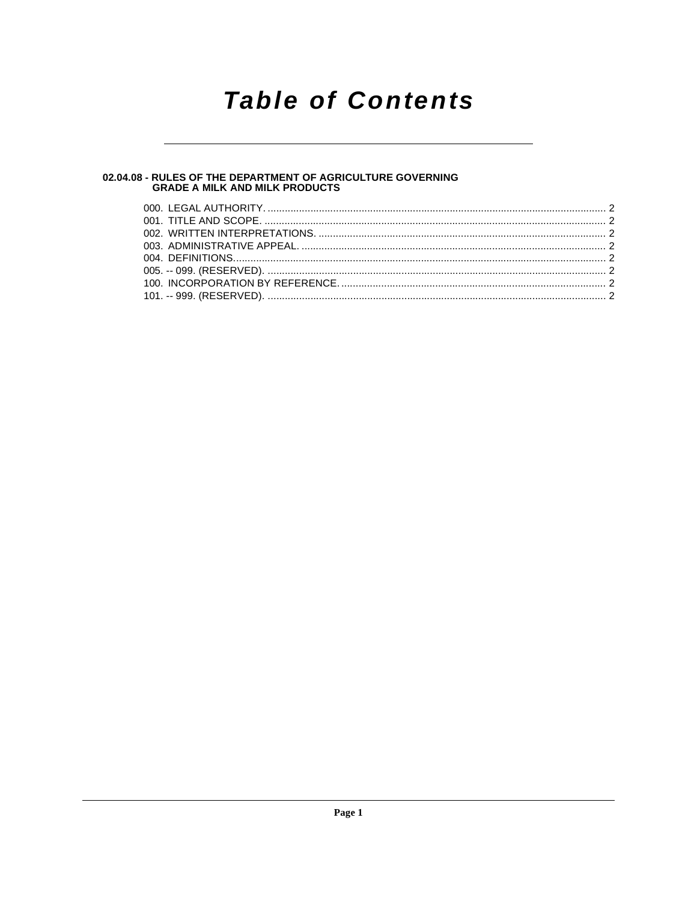# Table of Contents

**02.04.08 - RULES OF THE DEPARTMENT OF AGRICULTURE GOVERNING GRADE A MILK AND MILK PRODUCTS**

000. LEGAL AUTHORITY. ........................................................................................................................ 2
001. TITLE AND SCOPE. ......................................................................................................................... 2
002. WRITTEN INTERPRETATIONS. ..................................................................................................... 2
003. ADMINISTRATIVE APPEAL. ........................................................................................................... 2
004. DEFINITIONS.................................................................................................................................... 2
005. -- 099. (RESERVED). ....................................................................................................................... 2
100. INCORPORATION BY REFERENCE. ............................................................................................. 2
101. -- 999. (RESERVED). ....................................................................................................................... 2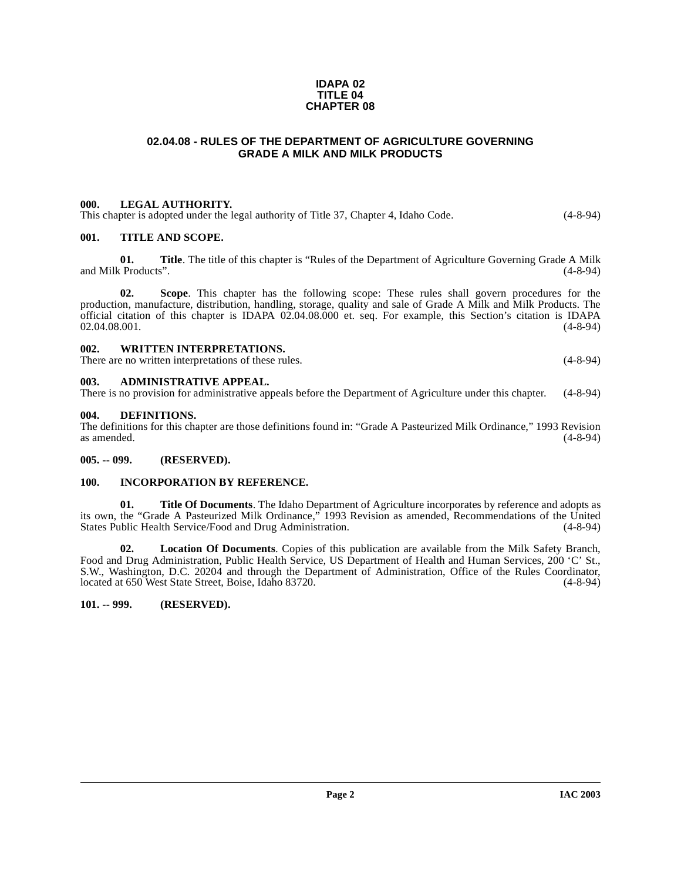**IDAPA 02**
**TITLE 04**
**CHAPTER 08**

# 02.04.08 - RULES OF THE DEPARTMENT OF AGRICULTURE GOVERNING GRADE A MILK AND MILK PRODUCTS

## 000. LEGAL AUTHORITY.

This chapter is adopted under the legal authority of Title 37, Chapter 4, Idaho Code. (4-8-94)

## 001. TITLE AND SCOPE.

**01. Title**. The title of this chapter is "Rules of the Department of Agriculture Governing Grade A Milk and Milk Products". (4-8-94)

**02. Scope**. This chapter has the following scope: These rules shall govern procedures for the production, manufacture, distribution, handling, storage, quality and sale of Grade A Milk and Milk Products. The official citation of this chapter is IDAPA 02.04.08.000 et. seq. For example, this Section's citation is IDAPA 02.04.08.001. (4-8-94)

## 002. WRITTEN INTERPRETATIONS.

There are no written interpretations of these rules. (4-8-94)

## 003. ADMINISTRATIVE APPEAL.

There is no provision for administrative appeals before the Department of Agriculture under this chapter. (4-8-94)

## 004. DEFINITIONS.

The definitions for this chapter are those definitions found in: "Grade A Pasteurized Milk Ordinance," 1993 Revision as amended. (4-8-94)

## 005. -- 099. (RESERVED).

## 100. INCORPORATION BY REFERENCE.

**01. Title Of Documents**. The Idaho Department of Agriculture incorporates by reference and adopts as its own, the "Grade A Pasteurized Milk Ordinance," 1993 Revision as amended, Recommendations of the United States Public Health Service/Food and Drug Administration. (4-8-94)

**02. Location Of Documents**. Copies of this publication are available from the Milk Safety Branch, Food and Drug Administration, Public Health Service, US Department of Health and Human Services, 200 'C' St., S.W., Washington, D.C. 20204 and through the Department of Administration, Office of the Rules Coordinator, located at 650 West State Street, Boise, Idaho 83720. (4-8-94)

## 101. -- 999. (RESERVED).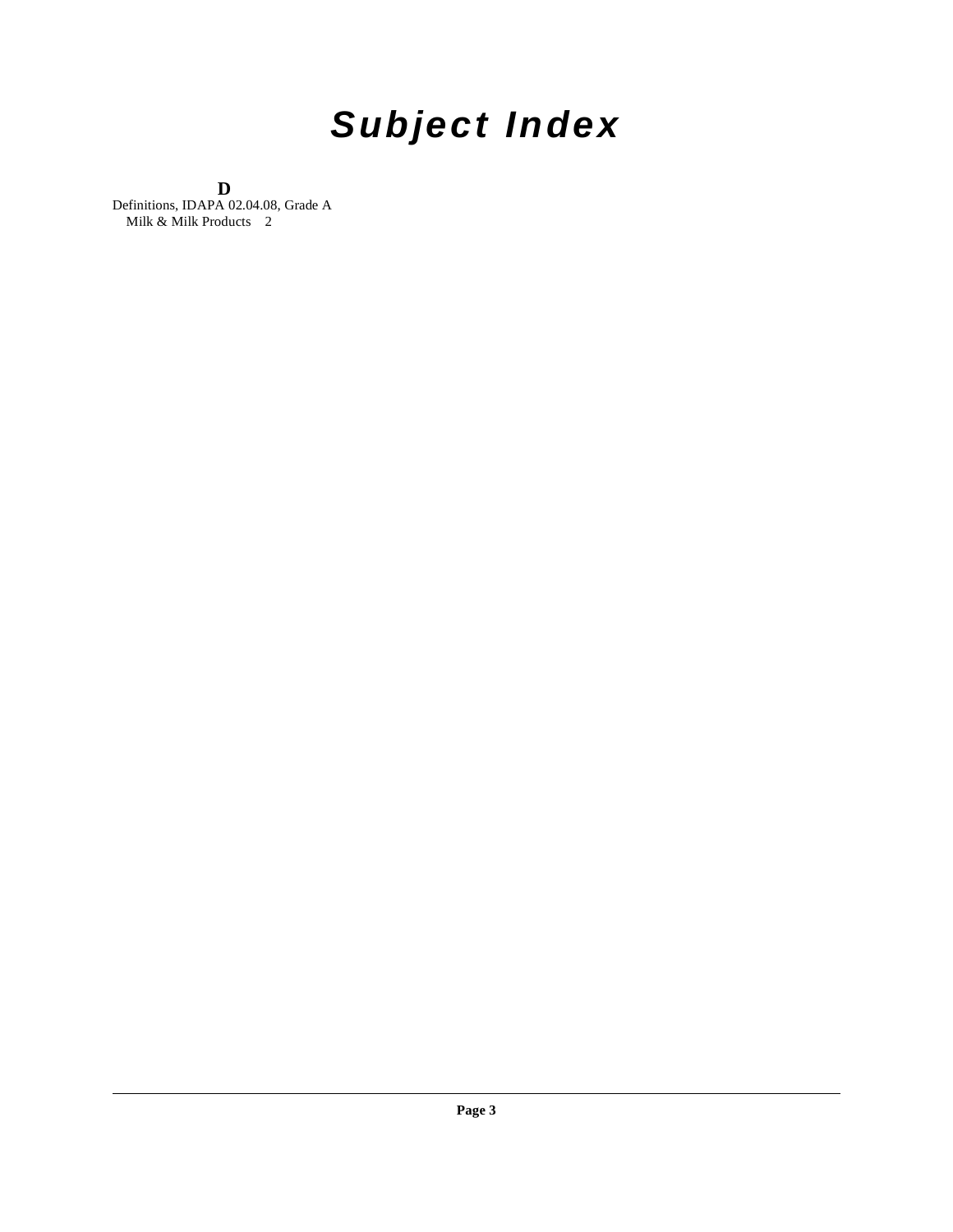# Subject Index

**D**

Definitions, IDAPA 02.04.08, Grade A
Milk & Milk Products 2